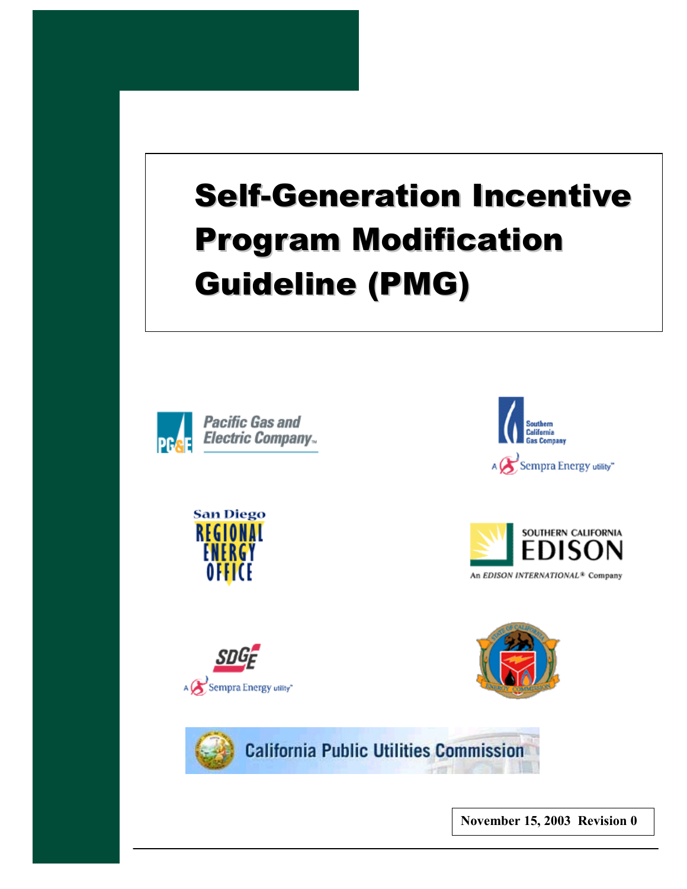# Self-Generation Incentive Program Modification Guideline (PMG)

Pacific Gas and Electric Company

Southern California Gas Company

A Sempra Energy utility

San Diego Regional Energy Office

Southern California Edison

An EDISON INTERNATIONAL® Company

SDGE

A Sempra Energy utility

California Public Utilities Commission

**November 15, 2003 Revision 0**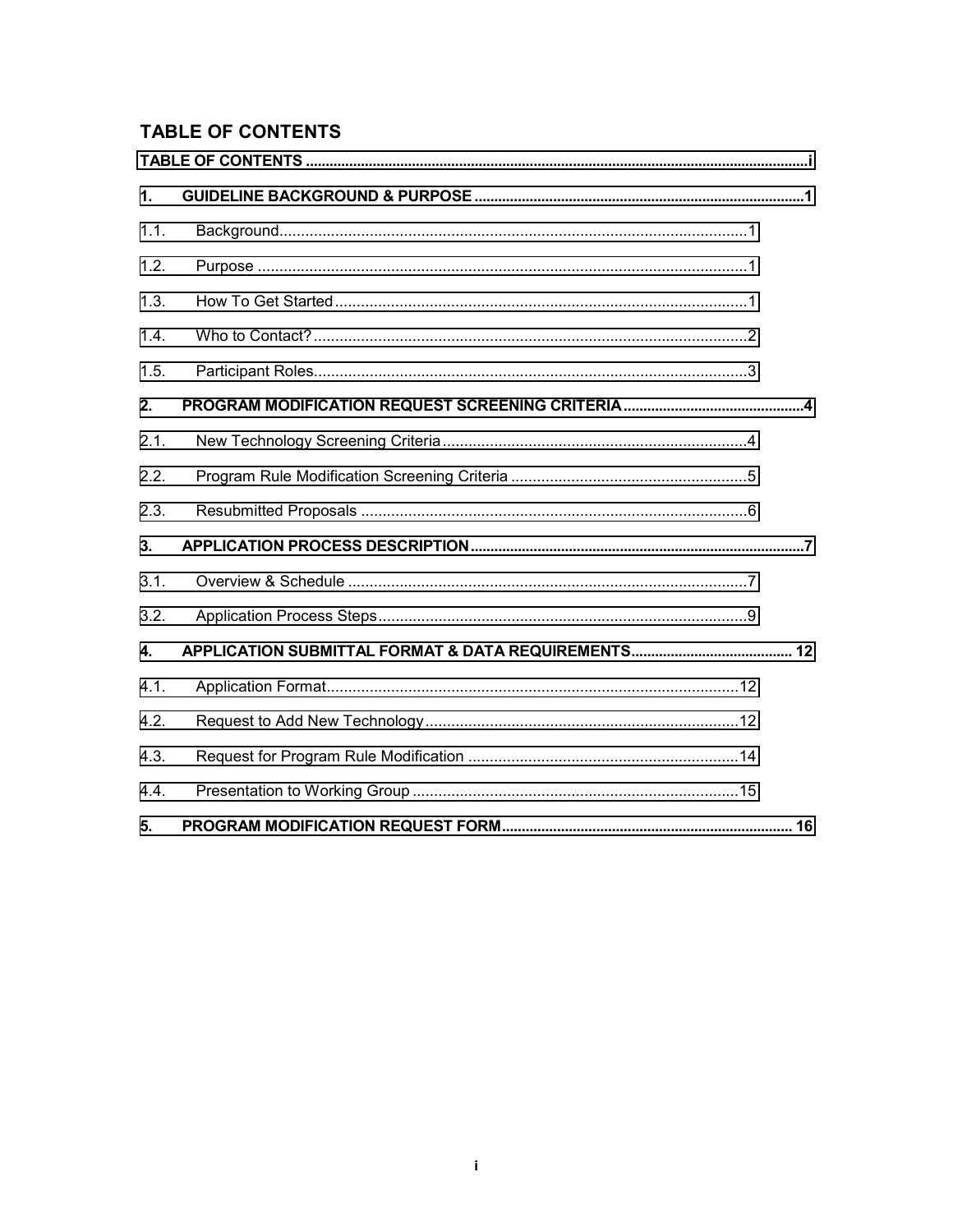## TABLE OF CONTENTS

TABLE OF CONTENTS .......................................................... i

**1. GUIDELINE BACKGROUND & PURPOSE** .......................................................... 1

1.1. Background .......................................................... 1

1.2. Purpose .......................................................... 1

1.3. How To Get Started .......................................................... 1

1.4. Who to Contact? .......................................................... 2

1.5. Participant Roles .......................................................... 3

**2. PROGRAM MODIFICATION REQUEST SCREENING CRITERIA** .......................................................... 4

2.1. New Technology Screening Criteria .......................................................... 4

2.2. Program Rule Modification Screening Criteria .......................................................... 5

2.3. Resubmitted Proposals .......................................................... 6

**3. APPLICATION PROCESS DESCRIPTION** .......................................................... 7

3.1. Overview & Schedule .......................................................... 7

3.2. Application Process Steps .......................................................... 9

**4. APPLICATION SUBMITTAL FORMAT & DATA REQUIREMENTS** .......................................................... 12

4.1. Application Format .......................................................... 12

4.2. Request to Add New Technology .......................................................... 12

4.3. Request for Program Rule Modification .......................................................... 14

4.4. Presentation to Working Group .......................................................... 15

**5. PROGRAM MODIFICATION REQUEST FORM** .......................................................... 16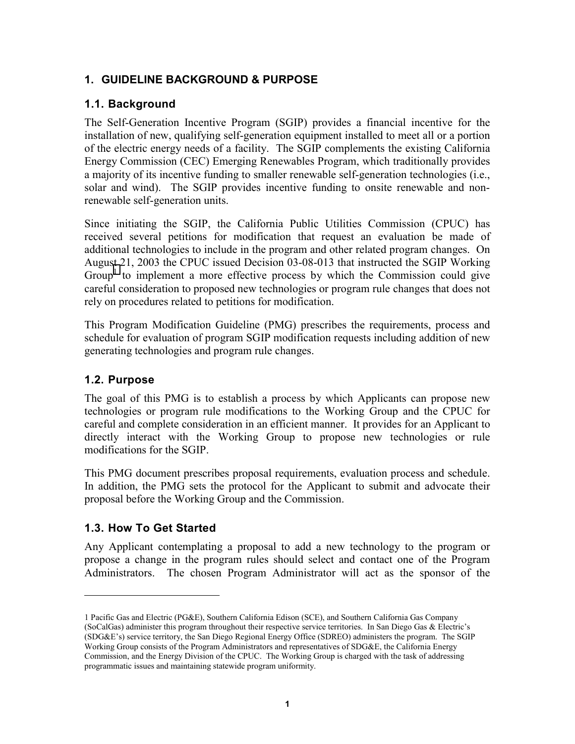# 1. GUIDELINE BACKGROUND & PURPOSE

## 1.1. Background

The Self-Generation Incentive Program (SGIP) provides a financial incentive for the installation of new, qualifying self-generation equipment installed to meet all or a portion of the electric energy needs of a facility. The SGIP complements the existing California Energy Commission (CEC) Emerging Renewables Program, which traditionally provides a majority of its incentive funding to smaller renewable self-generation technologies (i.e., solar and wind). The SGIP provides incentive funding to onsite renewable and non-renewable self-generation units.

Since initiating the SGIP, the California Public Utilities Commission (CPUC) has received several petitions for modification that request an evaluation be made of additional technologies to include in the program and other related program changes. On August 21, 2003 the CPUC issued Decision 03-08-013 that instructed the SGIP Working Group[1] to implement a more effective process by which the Commission could give careful consideration to proposed new technologies or program rule changes that does not rely on procedures related to petitions for modification.

This Program Modification Guideline (PMG) prescribes the requirements, process and schedule for evaluation of program SGIP modification requests including addition of new generating technologies and program rule changes.

## 1.2. Purpose

The goal of this PMG is to establish a process by which Applicants can propose new technologies or program rule modifications to the Working Group and the CPUC for careful and complete consideration in an efficient manner. It provides for an Applicant to directly interact with the Working Group to propose new technologies or rule modifications for the SGIP.

This PMG document prescribes proposal requirements, evaluation process and schedule. In addition, the PMG sets the protocol for the Applicant to submit and advocate their proposal before the Working Group and the Commission.

## 1.3. How To Get Started

Any Applicant contemplating a proposal to add a new technology to the program or propose a change in the program rules should select and contact one of the Program Administrators. The chosen Program Administrator will act as the sponsor of the

---

1 Pacific Gas and Electric (PG&E), Southern California Edison (SCE), and Southern California Gas Company (SoCalGas) administer this program throughout their respective service territories. In San Diego Gas & Electric's (SDG&E's) service territory, the San Diego Regional Energy Office (SDREO) administers the program. The SGIP Working Group consists of the Program Administrators and representatives of SDG&E, the California Energy Commission, and the Energy Division of the CPUC. The Working Group is charged with the task of addressing programmatic issues and maintaining statewide program uniformity.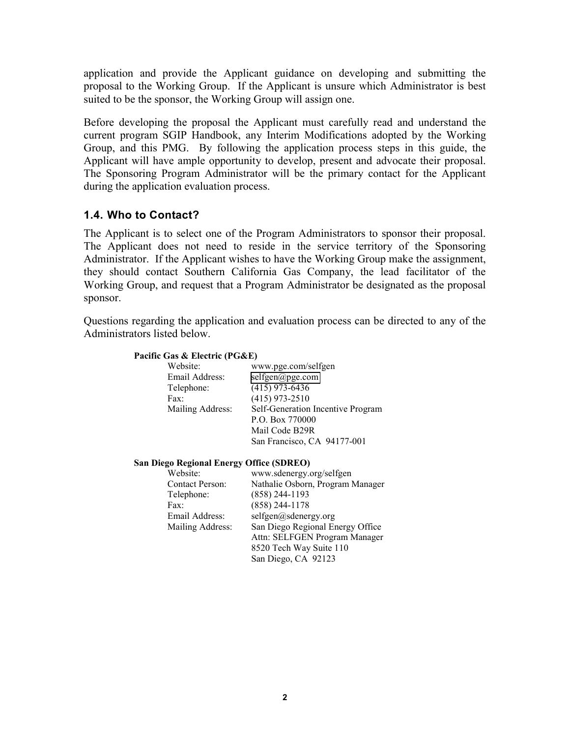application and provide the Applicant guidance on developing and submitting the proposal to the Working Group. If the Applicant is unsure which Administrator is best suited to be the sponsor, the Working Group will assign one.

Before developing the proposal the Applicant must carefully read and understand the current program SGIP Handbook, any Interim Modifications adopted by the Working Group, and this PMG. By following the application process steps in this guide, the Applicant will have ample opportunity to develop, present and advocate their proposal. The Sponsoring Program Administrator will be the primary contact for the Applicant during the application evaluation process.

### 1.4. Who to Contact?

The Applicant is to select one of the Program Administrators to sponsor their proposal. The Applicant does not need to reside in the service territory of the Sponsoring Administrator. If the Applicant wishes to have the Working Group make the assignment, they should contact Southern California Gas Company, the lead facilitator of the Working Group, and request that a Program Administrator be designated as the proposal sponsor.

Questions regarding the application and evaluation process can be directed to any of the Administrators listed below.

**Pacific Gas & Electric (PG&E)**

| | |
|---|---|
| Website: | www.pge.com/selfgen |
| Email Address: | selfgen@pge.com |
| Telephone: | (415) 973-6436 |
| Fax: | (415) 973-2510 |
| Mailing Address: | Self-Generation Incentive Program<br>P.O. Box 770000<br>Mail Code B29R<br>San Francisco, CA 94177-001 |

**San Diego Regional Energy Office (SDREO)**

| | |
|---|---|
| Website: | www.sdenergy.org/selfgen |
| Contact Person: | Nathalie Osborn, Program Manager |
| Telephone: | (858) 244-1193 |
| Fax: | (858) 244-1178 |
| Email Address: | selfgen@sdenergy.org |
| Mailing Address: | San Diego Regional Energy Office<br>Attn: SELFGEN Program Manager<br>8520 Tech Way Suite 110<br>San Diego, CA 92123 |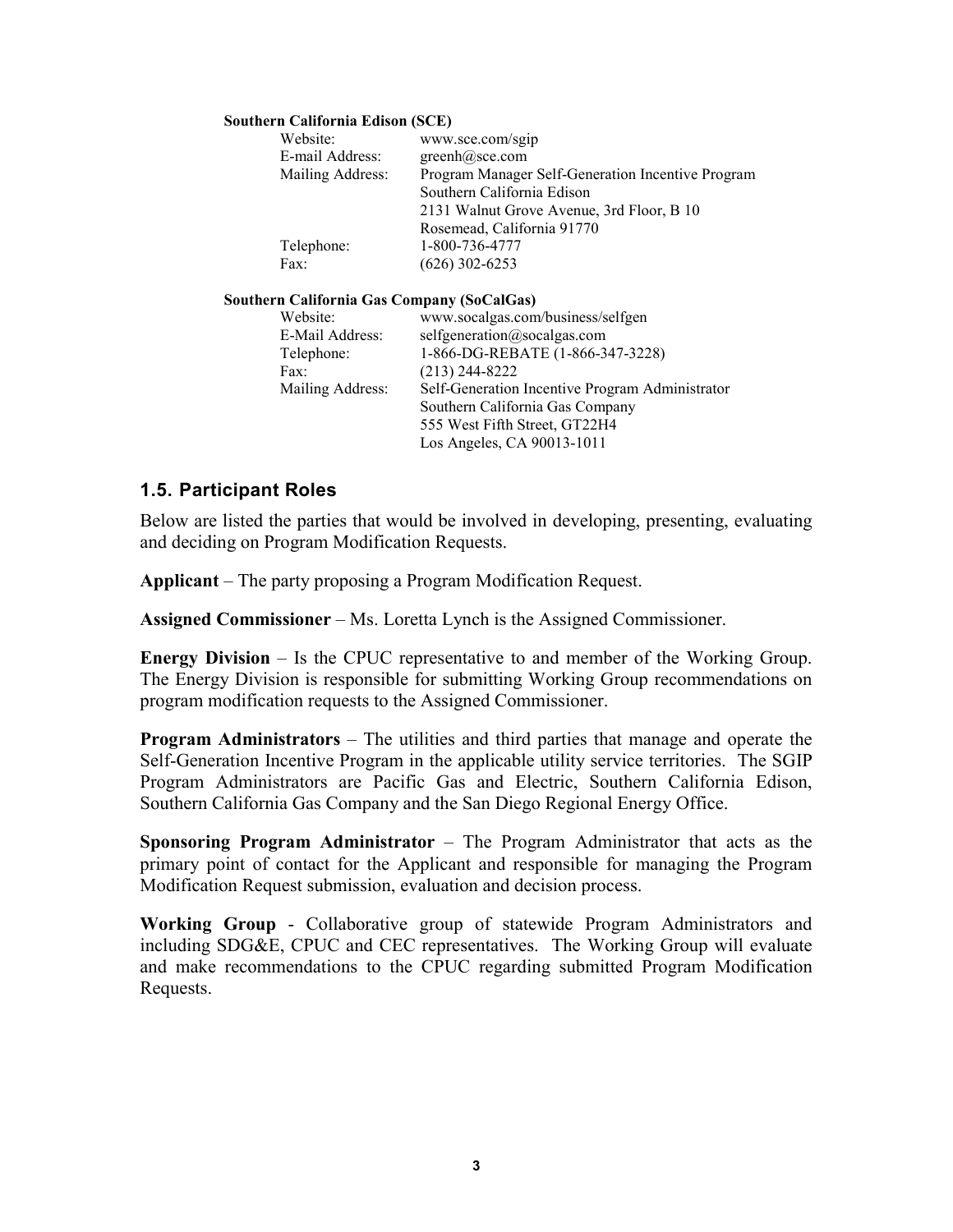**Southern California Edison (SCE)**

| | |
|---|---|
| Website: | www.sce.com/sgip |
| E-mail Address: | greenh@sce.com |
| Mailing Address: | Program Manager Self-Generation Incentive Program<br>Southern California Edison<br>2131 Walnut Grove Avenue, 3rd Floor, B 10<br>Rosemead, California 91770 |
| Telephone: | 1-800-736-4777 |
| Fax: | (626) 302-6253 |

**Southern California Gas Company (SoCalGas)**

| | |
|---|---|
| Website: | www.socalgas.com/business/selfgen |
| E-Mail Address: | selfgeneration@socalgas.com |
| Telephone: | 1-866-DG-REBATE (1-866-347-3228) |
| Fax: | (213) 244-8222 |
| Mailing Address: | Self-Generation Incentive Program Administrator<br>Southern California Gas Company<br>555 West Fifth Street, GT22H4<br>Los Angeles, CA 90013-1011 |

## 1.5. Participant Roles

Below are listed the parties that would be involved in developing, presenting, evaluating and deciding on Program Modification Requests.

**Applicant** – The party proposing a Program Modification Request.

**Assigned Commissioner** – Ms. Loretta Lynch is the Assigned Commissioner.

**Energy Division** – Is the CPUC representative to and member of the Working Group. The Energy Division is responsible for submitting Working Group recommendations on program modification requests to the Assigned Commissioner.

**Program Administrators** – The utilities and third parties that manage and operate the Self-Generation Incentive Program in the applicable utility service territories. The SGIP Program Administrators are Pacific Gas and Electric, Southern California Edison, Southern California Gas Company and the San Diego Regional Energy Office.

**Sponsoring Program Administrator** – The Program Administrator that acts as the primary point of contact for the Applicant and responsible for managing the Program Modification Request submission, evaluation and decision process.

**Working Group** - Collaborative group of statewide Program Administrators and including SDG&E, CPUC and CEC representatives. The Working Group will evaluate and make recommendations to the CPUC regarding submitted Program Modification Requests.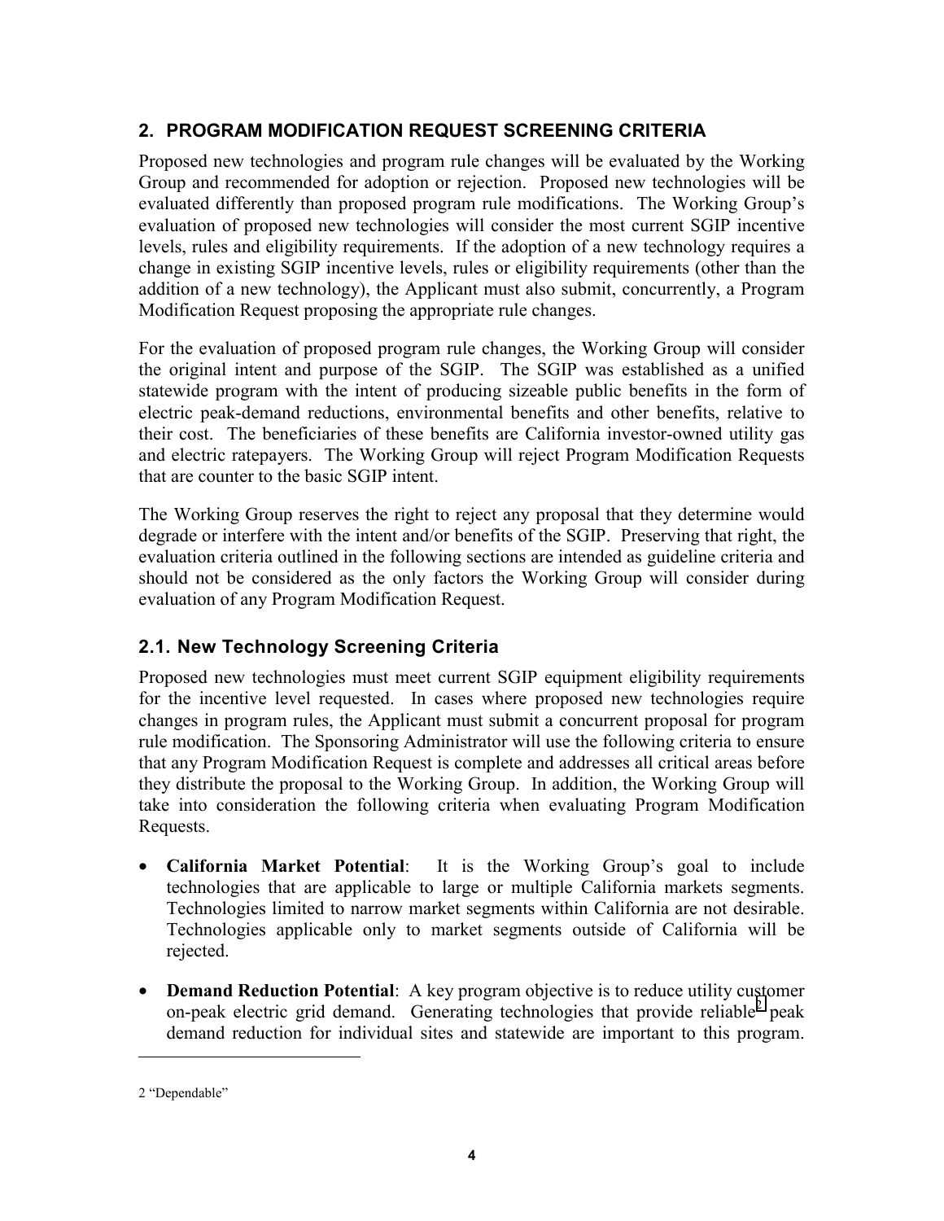## 2. PROGRAM MODIFICATION REQUEST SCREENING CRITERIA

Proposed new technologies and program rule changes will be evaluated by the Working Group and recommended for adoption or rejection. Proposed new technologies will be evaluated differently than proposed program rule modifications. The Working Group's evaluation of proposed new technologies will consider the most current SGIP incentive levels, rules and eligibility requirements. If the adoption of a new technology requires a change in existing SGIP incentive levels, rules or eligibility requirements (other than the addition of a new technology), the Applicant must also submit, concurrently, a Program Modification Request proposing the appropriate rule changes.

For the evaluation of proposed program rule changes, the Working Group will consider the original intent and purpose of the SGIP. The SGIP was established as a unified statewide program with the intent of producing sizeable public benefits in the form of electric peak-demand reductions, environmental benefits and other benefits, relative to their cost. The beneficiaries of these benefits are California investor-owned utility gas and electric ratepayers. The Working Group will reject Program Modification Requests that are counter to the basic SGIP intent.

The Working Group reserves the right to reject any proposal that they determine would degrade or interfere with the intent and/or benefits of the SGIP. Preserving that right, the evaluation criteria outlined in the following sections are intended as guideline criteria and should not be considered as the only factors the Working Group will consider during evaluation of any Program Modification Request.

### 2.1. New Technology Screening Criteria

Proposed new technologies must meet current SGIP equipment eligibility requirements for the incentive level requested. In cases where proposed new technologies require changes in program rules, the Applicant must submit a concurrent proposal for program rule modification. The Sponsoring Administrator will use the following criteria to ensure that any Program Modification Request is complete and addresses all critical areas before they distribute the proposal to the Working Group. In addition, the Working Group will take into consideration the following criteria when evaluating Program Modification Requests.

- **California Market Potential**: It is the Working Group's goal to include technologies that are applicable to large or multiple California markets segments. Technologies limited to narrow market segments within California are not desirable. Technologies applicable only to market segments outside of California will be rejected.
- **Demand Reduction Potential**: A key program objective is to reduce utility customer on-peak electric grid demand. Generating technologies that provide reliable[2] peak demand reduction for individual sites and statewide are important to this program.

2 "Dependable"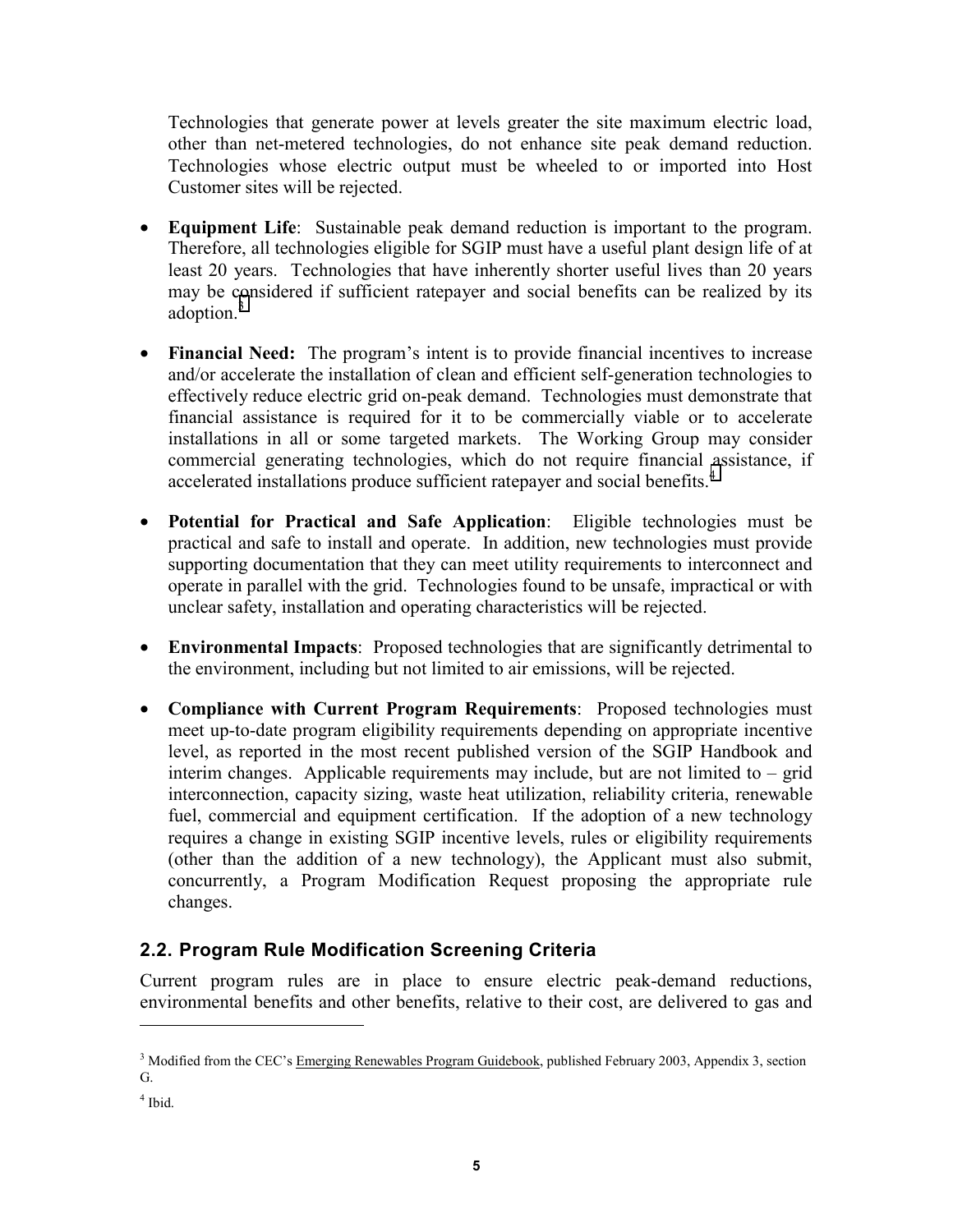Technologies that generate power at levels greater the site maximum electric load, other than net-metered technologies, do not enhance site peak demand reduction. Technologies whose electric output must be wheeled to or imported into Host Customer sites will be rejected.

- **Equipment Life**: Sustainable peak demand reduction is important to the program. Therefore, all technologies eligible for SGIP must have a useful plant design life of at least 20 years. Technologies that have inherently shorter useful lives than 20 years may be considered if sufficient ratepayer and social benefits can be realized by its adoption.[3]

- **Financial Need:** The program's intent is to provide financial incentives to increase and/or accelerate the installation of clean and efficient self-generation technologies to effectively reduce electric grid on-peak demand. Technologies must demonstrate that financial assistance is required for it to be commercially viable or to accelerate installations in all or some targeted markets. The Working Group may consider commercial generating technologies, which do not require financial assistance, if accelerated installations produce sufficient ratepayer and social benefits.[4]

- **Potential for Practical and Safe Application**: Eligible technologies must be practical and safe to install and operate. In addition, new technologies must provide supporting documentation that they can meet utility requirements to interconnect and operate in parallel with the grid. Technologies found to be unsafe, impractical or with unclear safety, installation and operating characteristics will be rejected.

- **Environmental Impacts**: Proposed technologies that are significantly detrimental to the environment, including but not limited to air emissions, will be rejected.

- **Compliance with Current Program Requirements**: Proposed technologies must meet up-to-date program eligibility requirements depending on appropriate incentive level, as reported in the most recent published version of the SGIP Handbook and interim changes. Applicable requirements may include, but are not limited to – grid interconnection, capacity sizing, waste heat utilization, reliability criteria, renewable fuel, commercial and equipment certification. If the adoption of a new technology requires a change in existing SGIP incentive levels, rules or eligibility requirements (other than the addition of a new technology), the Applicant must also submit, concurrently, a Program Modification Request proposing the appropriate rule changes.

## 2.2. Program Rule Modification Screening Criteria

Current program rules are in place to ensure electric peak-demand reductions, environmental benefits and other benefits, relative to their cost, are delivered to gas and

---

[3] Modified from the CEC's Emerging Renewables Program Guidebook, published February 2003, Appendix 3, section G.

[4] Ibid.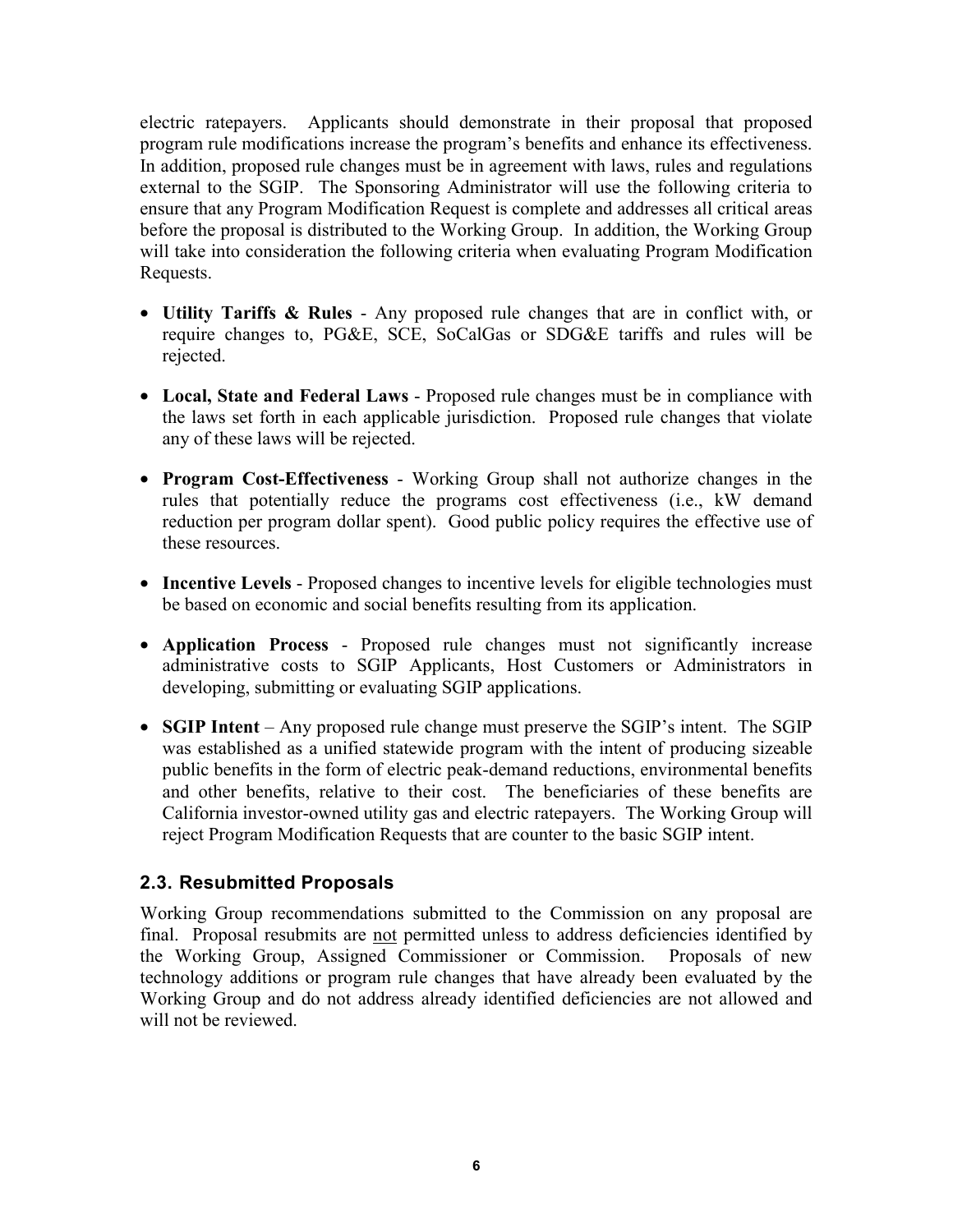electric ratepayers. Applicants should demonstrate in their proposal that proposed program rule modifications increase the program's benefits and enhance its effectiveness. In addition, proposed rule changes must be in agreement with laws, rules and regulations external to the SGIP. The Sponsoring Administrator will use the following criteria to ensure that any Program Modification Request is complete and addresses all critical areas before the proposal is distributed to the Working Group. In addition, the Working Group will take into consideration the following criteria when evaluating Program Modification Requests.

- **Utility Tariffs & Rules** - Any proposed rule changes that are in conflict with, or require changes to, PG&E, SCE, SoCalGas or SDG&E tariffs and rules will be rejected.
- **Local, State and Federal Laws** - Proposed rule changes must be in compliance with the laws set forth in each applicable jurisdiction. Proposed rule changes that violate any of these laws will be rejected.
- **Program Cost-Effectiveness** - Working Group shall not authorize changes in the rules that potentially reduce the programs cost effectiveness (i.e., kW demand reduction per program dollar spent). Good public policy requires the effective use of these resources.
- **Incentive Levels** - Proposed changes to incentive levels for eligible technologies must be based on economic and social benefits resulting from its application.
- **Application Process** - Proposed rule changes must not significantly increase administrative costs to SGIP Applicants, Host Customers or Administrators in developing, submitting or evaluating SGIP applications.
- **SGIP Intent** – Any proposed rule change must preserve the SGIP's intent. The SGIP was established as a unified statewide program with the intent of producing sizeable public benefits in the form of electric peak-demand reductions, environmental benefits and other benefits, relative to their cost. The beneficiaries of these benefits are California investor-owned utility gas and electric ratepayers. The Working Group will reject Program Modification Requests that are counter to the basic SGIP intent.

## 2.3. Resubmitted Proposals

Working Group recommendations submitted to the Commission on any proposal are final. Proposal resubmits are not permitted unless to address deficiencies identified by the Working Group, Assigned Commissioner or Commission. Proposals of new technology additions or program rule changes that have already been evaluated by the Working Group and do not address already identified deficiencies are not allowed and will not be reviewed.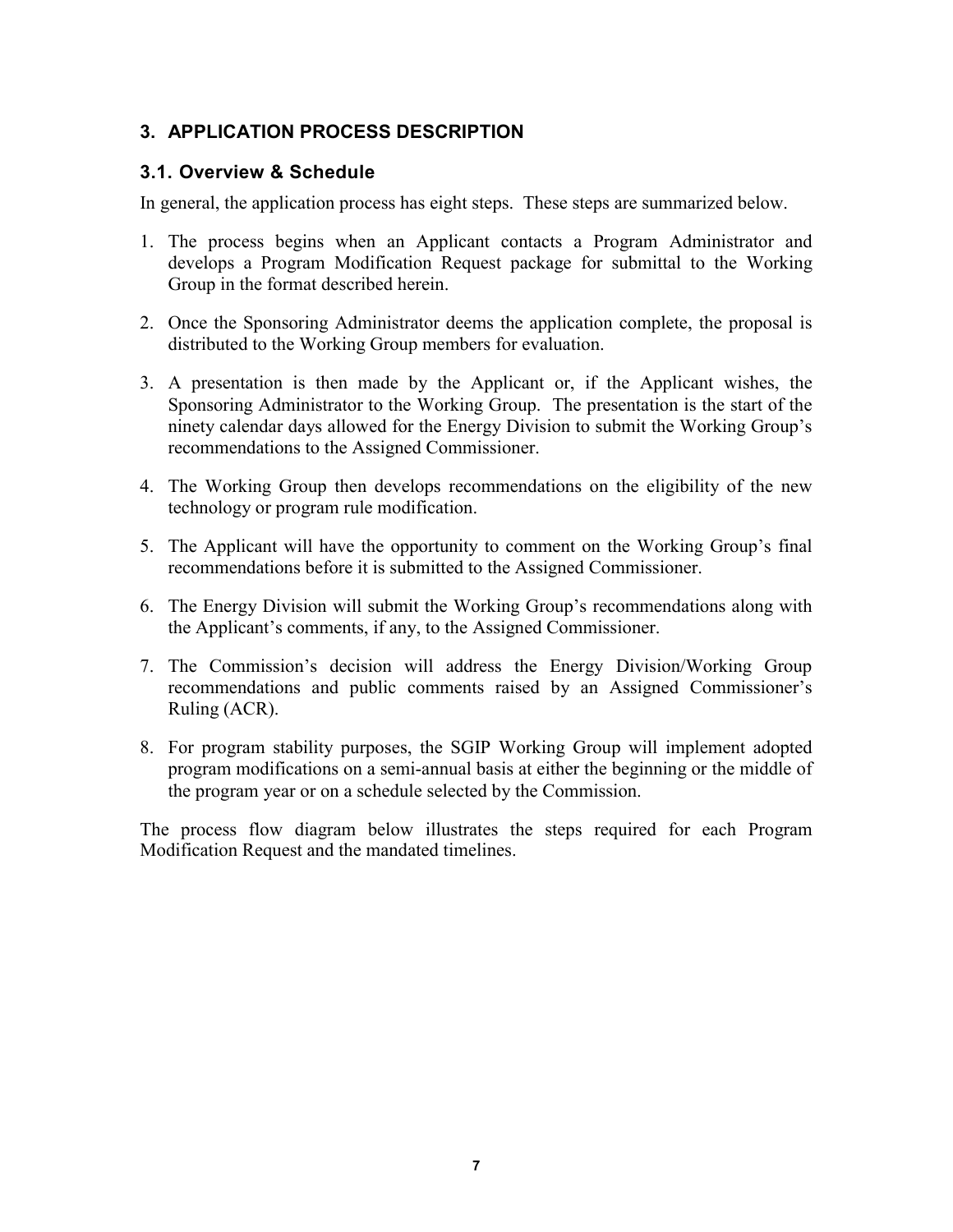## 3. APPLICATION PROCESS DESCRIPTION

### 3.1. Overview & Schedule

In general, the application process has eight steps. These steps are summarized below.

1. The process begins when an Applicant contacts a Program Administrator and develops a Program Modification Request package for submittal to the Working Group in the format described herein.

2. Once the Sponsoring Administrator deems the application complete, the proposal is distributed to the Working Group members for evaluation.

3. A presentation is then made by the Applicant or, if the Applicant wishes, the Sponsoring Administrator to the Working Group. The presentation is the start of the ninety calendar days allowed for the Energy Division to submit the Working Group's recommendations to the Assigned Commissioner.

4. The Working Group then develops recommendations on the eligibility of the new technology or program rule modification.

5. The Applicant will have the opportunity to comment on the Working Group's final recommendations before it is submitted to the Assigned Commissioner.

6. The Energy Division will submit the Working Group's recommendations along with the Applicant's comments, if any, to the Assigned Commissioner.

7. The Commission's decision will address the Energy Division/Working Group recommendations and public comments raised by an Assigned Commissioner's Ruling (ACR).

8. For program stability purposes, the SGIP Working Group will implement adopted program modifications on a semi-annual basis at either the beginning or the middle of the program year or on a schedule selected by the Commission.

The process flow diagram below illustrates the steps required for each Program Modification Request and the mandated timelines.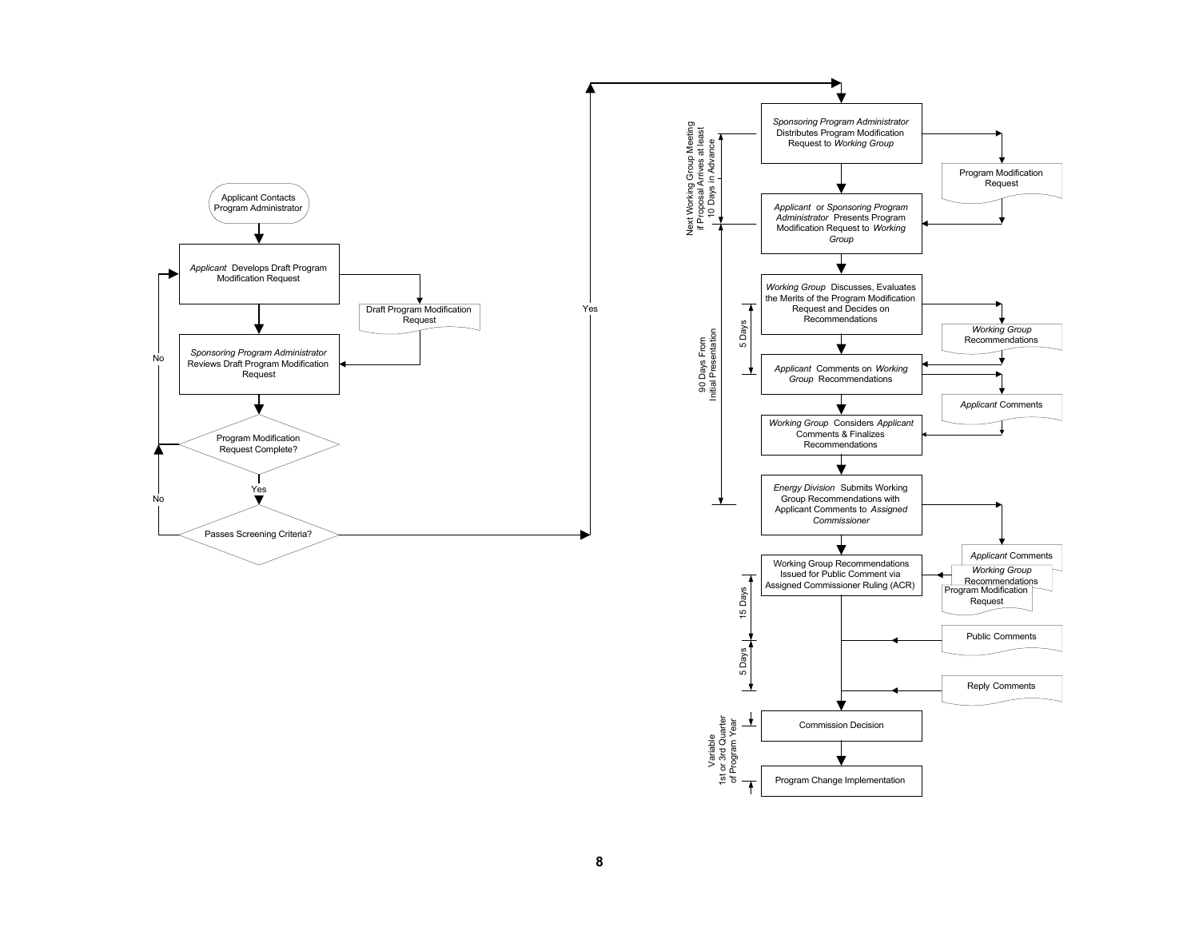Applicant Contacts Program Administrator

*Applicant* Develops Draft Program Modification Request

Draft Program Modification Request

*Sponsoring Program Administrator* Reviews Draft Program Modification Request

Program Modification Request Complete?

No

Yes

Passes Screening Criteria?

No

Yes

*Sponsoring Program Administrator* Distributes Program Modification Request to *Working Group*

Program Modification Request

Next Working Group Meeting if Proposal Arrives at least 10 Days in Advance

*Applicant* or *Sponsoring Program Administrator* Presents Program Modification Request to *Working Group*

*Working Group* Discusses, Evaluates the Merits of the Program Modification Request and Decides on Recommendations

*Working Group* Recommendations

5 Days

*Applicant* Comments on *Working Group* Recommendations

*Applicant* Comments

90 Days From Initial Presentation

*Working Group* Considers *Applicant* Comments & Finalizes Recommendations

*Energy Division* Submits Working Group Recommendations with Applicant Comments to *Assigned Commissioner*

*Applicant* Comments

*Working Group* Recommendations

Program Modification Request

Working Group Recommendations Issued for Public Comment via Assigned Commissioner Ruling (ACR)

15 Days

Public Comments

5 Days

Reply Comments

Commission Decision

Variable 1st or 3rd Quarter of Program Year

Program Change Implementation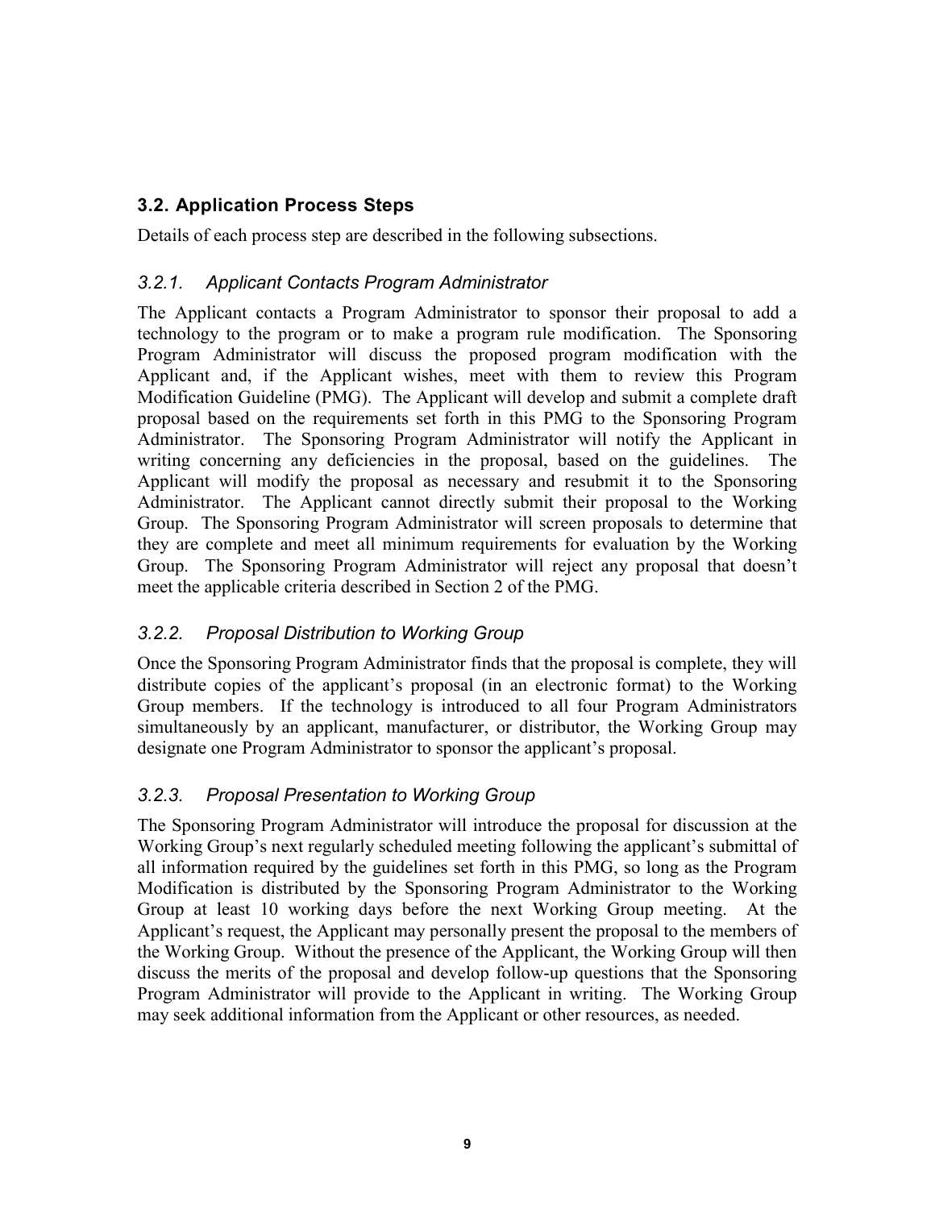## 3.2. Application Process Steps

Details of each process step are described in the following subsections.

### *3.2.1. Applicant Contacts Program Administrator*

The Applicant contacts a Program Administrator to sponsor their proposal to add a technology to the program or to make a program rule modification. The Sponsoring Program Administrator will discuss the proposed program modification with the Applicant and, if the Applicant wishes, meet with them to review this Program Modification Guideline (PMG). The Applicant will develop and submit a complete draft proposal based on the requirements set forth in this PMG to the Sponsoring Program Administrator. The Sponsoring Program Administrator will notify the Applicant in writing concerning any deficiencies in the proposal, based on the guidelines. The Applicant will modify the proposal as necessary and resubmit it to the Sponsoring Administrator. The Applicant cannot directly submit their proposal to the Working Group. The Sponsoring Program Administrator will screen proposals to determine that they are complete and meet all minimum requirements for evaluation by the Working Group. The Sponsoring Program Administrator will reject any proposal that doesn't meet the applicable criteria described in Section 2 of the PMG.

### *3.2.2. Proposal Distribution to Working Group*

Once the Sponsoring Program Administrator finds that the proposal is complete, they will distribute copies of the applicant's proposal (in an electronic format) to the Working Group members. If the technology is introduced to all four Program Administrators simultaneously by an applicant, manufacturer, or distributor, the Working Group may designate one Program Administrator to sponsor the applicant's proposal.

### *3.2.3. Proposal Presentation to Working Group*

The Sponsoring Program Administrator will introduce the proposal for discussion at the Working Group's next regularly scheduled meeting following the applicant's submittal of all information required by the guidelines set forth in this PMG, so long as the Program Modification is distributed by the Sponsoring Program Administrator to the Working Group at least 10 working days before the next Working Group meeting. At the Applicant's request, the Applicant may personally present the proposal to the members of the Working Group. Without the presence of the Applicant, the Working Group will then discuss the merits of the proposal and develop follow-up questions that the Sponsoring Program Administrator will provide to the Applicant in writing. The Working Group may seek additional information from the Applicant or other resources, as needed.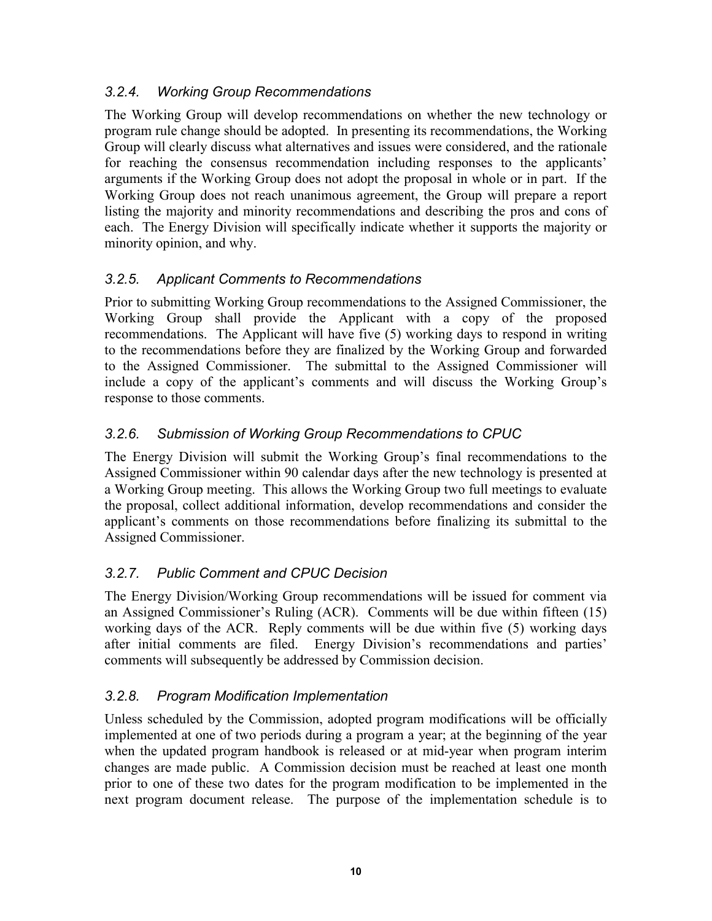### *3.2.4. Working Group Recommendations*

The Working Group will develop recommendations on whether the new technology or program rule change should be adopted. In presenting its recommendations, the Working Group will clearly discuss what alternatives and issues were considered, and the rationale for reaching the consensus recommendation including responses to the applicants' arguments if the Working Group does not adopt the proposal in whole or in part. If the Working Group does not reach unanimous agreement, the Group will prepare a report listing the majority and minority recommendations and describing the pros and cons of each. The Energy Division will specifically indicate whether it supports the majority or minority opinion, and why.

### *3.2.5. Applicant Comments to Recommendations*

Prior to submitting Working Group recommendations to the Assigned Commissioner, the Working Group shall provide the Applicant with a copy of the proposed recommendations. The Applicant will have five (5) working days to respond in writing to the recommendations before they are finalized by the Working Group and forwarded to the Assigned Commissioner. The submittal to the Assigned Commissioner will include a copy of the applicant's comments and will discuss the Working Group's response to those comments.

### *3.2.6. Submission of Working Group Recommendations to CPUC*

The Energy Division will submit the Working Group's final recommendations to the Assigned Commissioner within 90 calendar days after the new technology is presented at a Working Group meeting. This allows the Working Group two full meetings to evaluate the proposal, collect additional information, develop recommendations and consider the applicant's comments on those recommendations before finalizing its submittal to the Assigned Commissioner.

### *3.2.7. Public Comment and CPUC Decision*

The Energy Division/Working Group recommendations will be issued for comment via an Assigned Commissioner's Ruling (ACR). Comments will be due within fifteen (15) working days of the ACR. Reply comments will be due within five (5) working days after initial comments are filed. Energy Division's recommendations and parties' comments will subsequently be addressed by Commission decision.

### *3.2.8. Program Modification Implementation*

Unless scheduled by the Commission, adopted program modifications will be officially implemented at one of two periods during a program a year; at the beginning of the year when the updated program handbook is released or at mid-year when program interim changes are made public. A Commission decision must be reached at least one month prior to one of these two dates for the program modification to be implemented in the next program document release. The purpose of the implementation schedule is to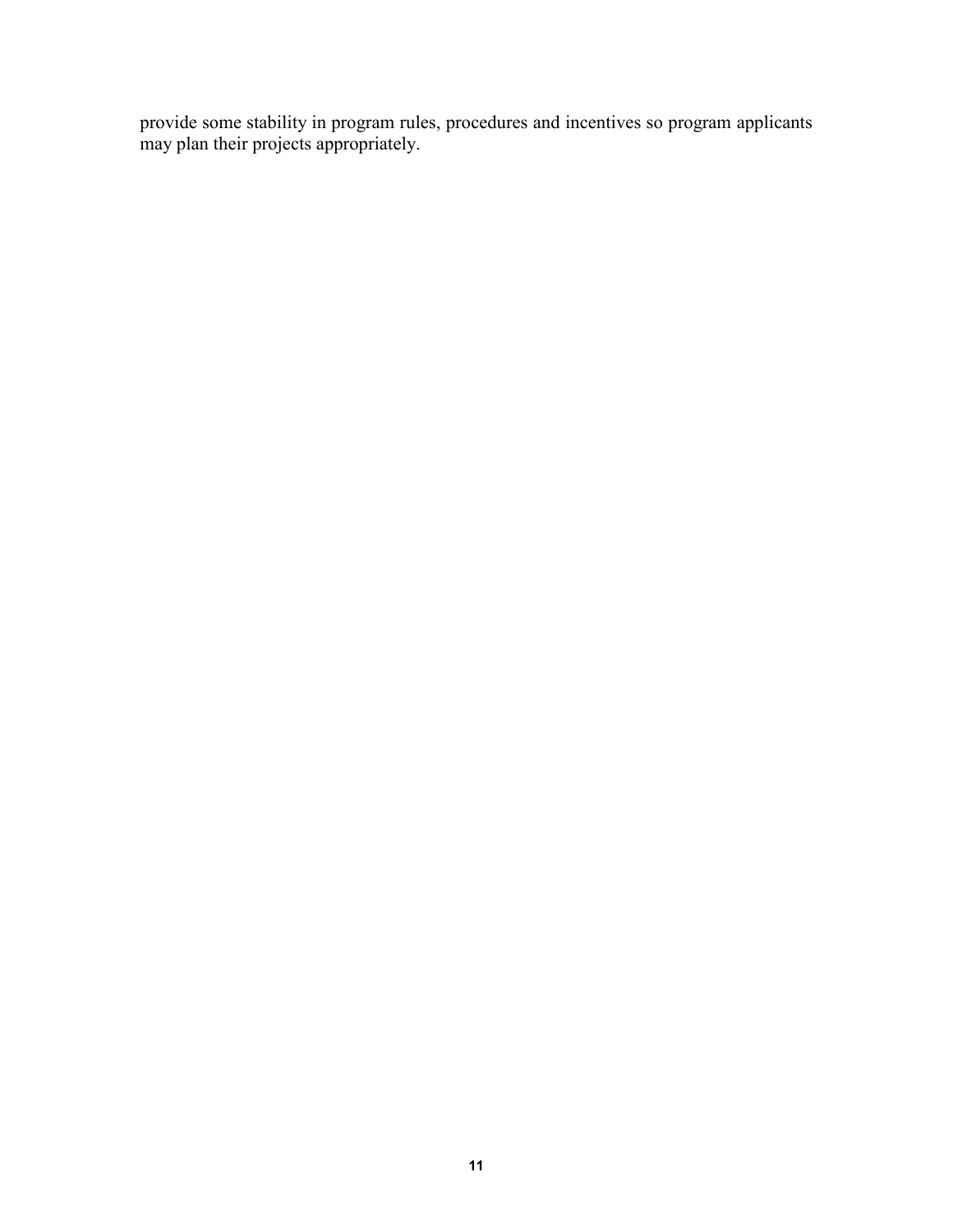provide some stability in program rules, procedures and incentives so program applicants may plan their projects appropriately.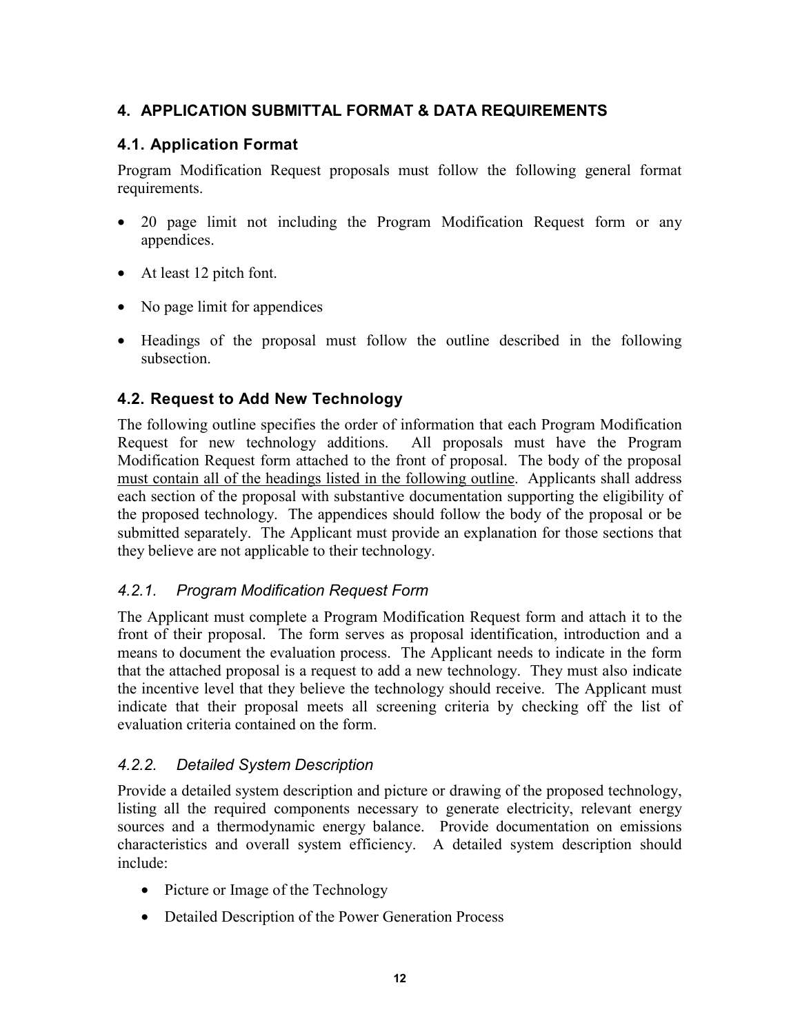# 4. APPLICATION SUBMITTAL FORMAT & DATA REQUIREMENTS

## 4.1. Application Format

Program Modification Request proposals must follow the following general format requirements.

- 20 page limit not including the Program Modification Request form or any appendices.
- At least 12 pitch font.
- No page limit for appendices
- Headings of the proposal must follow the outline described in the following subsection.

## 4.2. Request to Add New Technology

The following outline specifies the order of information that each Program Modification Request for new technology additions. All proposals must have the Program Modification Request form attached to the front of proposal. The body of the proposal must contain all of the headings listed in the following outline. Applicants shall address each section of the proposal with substantive documentation supporting the eligibility of the proposed technology. The appendices should follow the body of the proposal or be submitted separately. The Applicant must provide an explanation for those sections that they believe are not applicable to their technology.

### *4.2.1. Program Modification Request Form*

The Applicant must complete a Program Modification Request form and attach it to the front of their proposal. The form serves as proposal identification, introduction and a means to document the evaluation process. The Applicant needs to indicate in the form that the attached proposal is a request to add a new technology. They must also indicate the incentive level that they believe the technology should receive. The Applicant must indicate that their proposal meets all screening criteria by checking off the list of evaluation criteria contained on the form.

### *4.2.2. Detailed System Description*

Provide a detailed system description and picture or drawing of the proposed technology, listing all the required components necessary to generate electricity, relevant energy sources and a thermodynamic energy balance. Provide documentation on emissions characteristics and overall system efficiency. A detailed system description should include:

- Picture or Image of the Technology
- Detailed Description of the Power Generation Process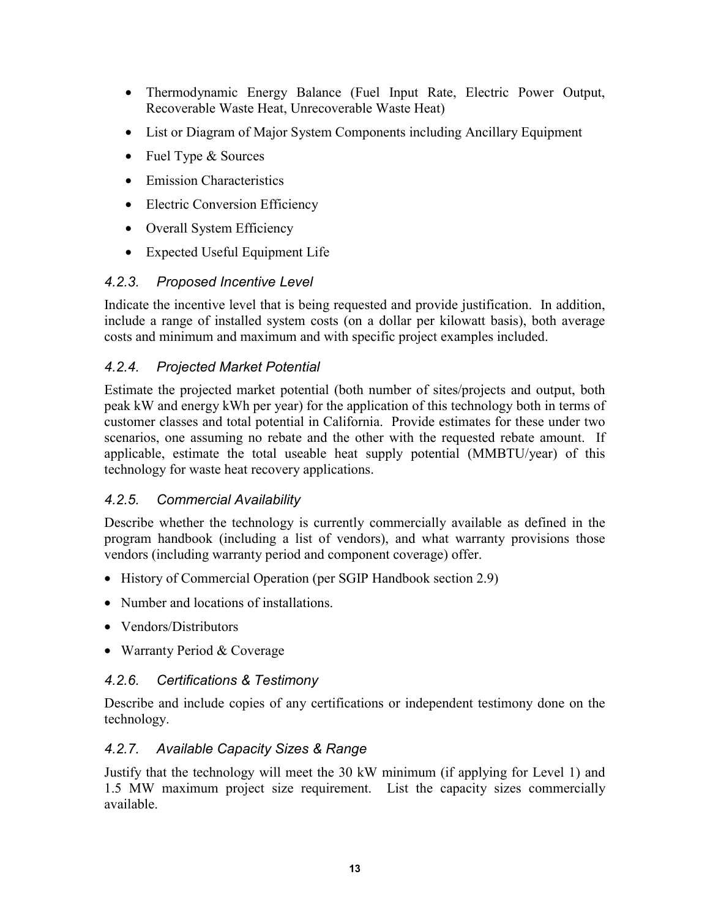- Thermodynamic Energy Balance (Fuel Input Rate, Electric Power Output, Recoverable Waste Heat, Unrecoverable Waste Heat)
- List or Diagram of Major System Components including Ancillary Equipment
- Fuel Type & Sources
- Emission Characteristics
- Electric Conversion Efficiency
- Overall System Efficiency
- Expected Useful Equipment Life

### *4.2.3. Proposed Incentive Level*

Indicate the incentive level that is being requested and provide justification. In addition, include a range of installed system costs (on a dollar per kilowatt basis), both average costs and minimum and maximum and with specific project examples included.

### *4.2.4. Projected Market Potential*

Estimate the projected market potential (both number of sites/projects and output, both peak kW and energy kWh per year) for the application of this technology both in terms of customer classes and total potential in California. Provide estimates for these under two scenarios, one assuming no rebate and the other with the requested rebate amount. If applicable, estimate the total useable heat supply potential (MMBTU/year) of this technology for waste heat recovery applications.

### *4.2.5. Commercial Availability*

Describe whether the technology is currently commercially available as defined in the program handbook (including a list of vendors), and what warranty provisions those vendors (including warranty period and component coverage) offer.

- History of Commercial Operation (per SGIP Handbook section 2.9)
- Number and locations of installations.
- Vendors/Distributors
- Warranty Period & Coverage

### *4.2.6. Certifications & Testimony*

Describe and include copies of any certifications or independent testimony done on the technology.

### *4.2.7. Available Capacity Sizes & Range*

Justify that the technology will meet the 30 kW minimum (if applying for Level 1) and 1.5 MW maximum project size requirement. List the capacity sizes commercially available.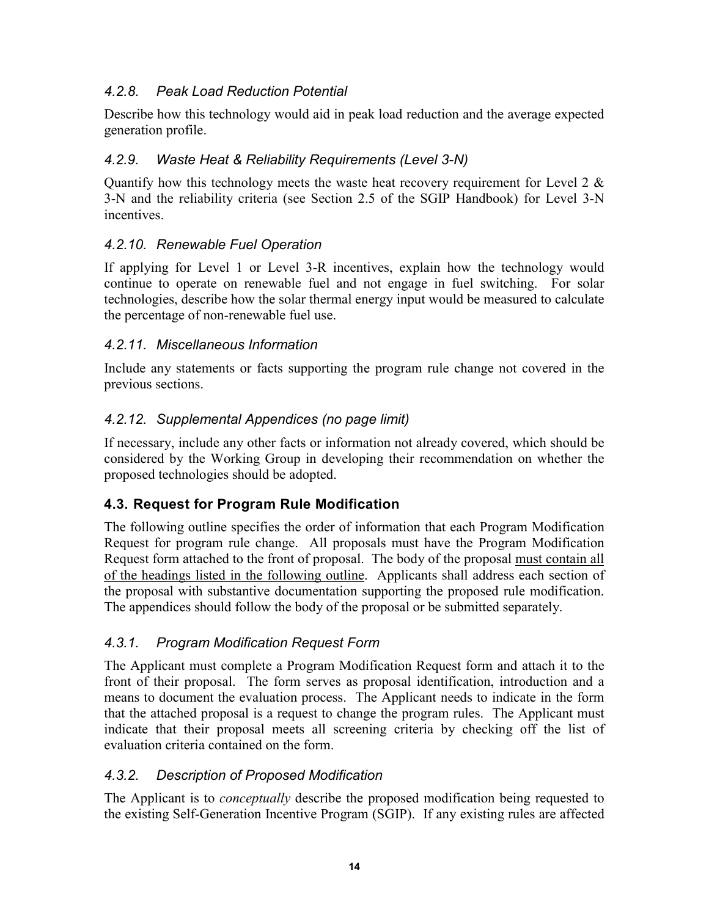### *4.2.8. Peak Load Reduction Potential*

Describe how this technology would aid in peak load reduction and the average expected generation profile.

### *4.2.9. Waste Heat & Reliability Requirements (Level 3-N)*

Quantify how this technology meets the waste heat recovery requirement for Level 2 & 3-N and the reliability criteria (see Section 2.5 of the SGIP Handbook) for Level 3-N incentives.

### *4.2.10. Renewable Fuel Operation*

If applying for Level 1 or Level 3-R incentives, explain how the technology would continue to operate on renewable fuel and not engage in fuel switching. For solar technologies, describe how the solar thermal energy input would be measured to calculate the percentage of non-renewable fuel use.

### *4.2.11. Miscellaneous Information*

Include any statements or facts supporting the program rule change not covered in the previous sections.

### *4.2.12. Supplemental Appendices (no page limit)*

If necessary, include any other facts or information not already covered, which should be considered by the Working Group in developing their recommendation on whether the proposed technologies should be adopted.

## 4.3. Request for Program Rule Modification

The following outline specifies the order of information that each Program Modification Request for program rule change. All proposals must have the Program Modification Request form attached to the front of proposal. The body of the proposal <u>must contain all of the headings listed in the following outline</u>. Applicants shall address each section of the proposal with substantive documentation supporting the proposed rule modification. The appendices should follow the body of the proposal or be submitted separately.

### *4.3.1. Program Modification Request Form*

The Applicant must complete a Program Modification Request form and attach it to the front of their proposal. The form serves as proposal identification, introduction and a means to document the evaluation process. The Applicant needs to indicate in the form that the attached proposal is a request to change the program rules. The Applicant must indicate that their proposal meets all screening criteria by checking off the list of evaluation criteria contained on the form.

### *4.3.2. Description of Proposed Modification*

The Applicant is to *conceptually* describe the proposed modification being requested to the existing Self-Generation Incentive Program (SGIP). If any existing rules are affected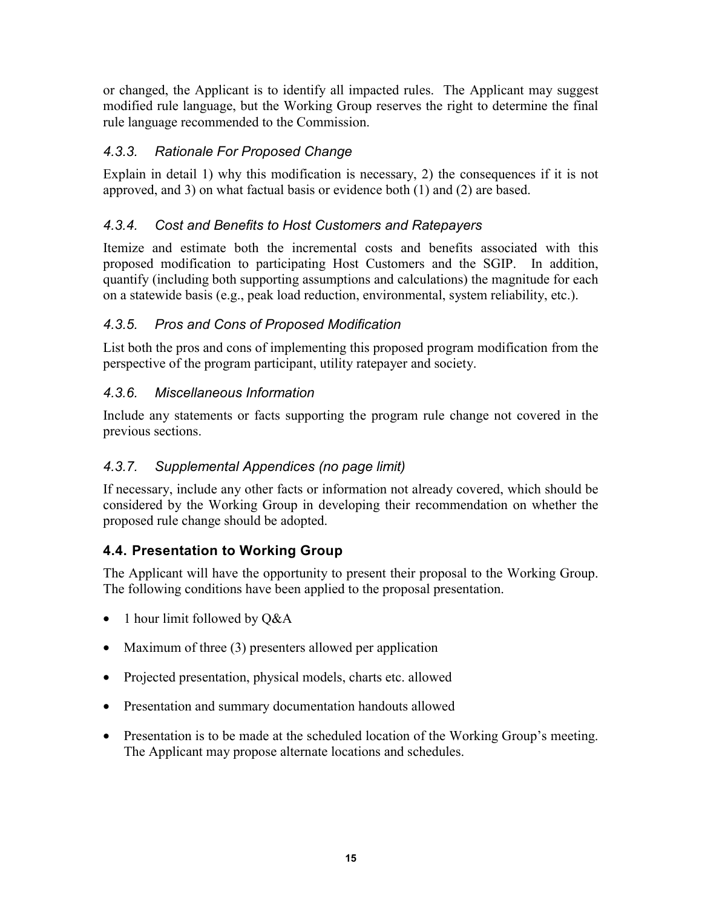or changed, the Applicant is to identify all impacted rules. The Applicant may suggest modified rule language, but the Working Group reserves the right to determine the final rule language recommended to the Commission.

### *4.3.3. Rationale For Proposed Change*

Explain in detail 1) why this modification is necessary, 2) the consequences if it is not approved, and 3) on what factual basis or evidence both (1) and (2) are based.

### *4.3.4. Cost and Benefits to Host Customers and Ratepayers*

Itemize and estimate both the incremental costs and benefits associated with this proposed modification to participating Host Customers and the SGIP. In addition, quantify (including both supporting assumptions and calculations) the magnitude for each on a statewide basis (e.g., peak load reduction, environmental, system reliability, etc.).

### *4.3.5. Pros and Cons of Proposed Modification*

List both the pros and cons of implementing this proposed program modification from the perspective of the program participant, utility ratepayer and society.

### *4.3.6. Miscellaneous Information*

Include any statements or facts supporting the program rule change not covered in the previous sections.

### *4.3.7. Supplemental Appendices (no page limit)*

If necessary, include any other facts or information not already covered, which should be considered by the Working Group in developing their recommendation on whether the proposed rule change should be adopted.

## 4.4. Presentation to Working Group

The Applicant will have the opportunity to present their proposal to the Working Group. The following conditions have been applied to the proposal presentation.

- 1 hour limit followed by Q&A
- Maximum of three (3) presenters allowed per application
- Projected presentation, physical models, charts etc. allowed
- Presentation and summary documentation handouts allowed
- Presentation is to be made at the scheduled location of the Working Group's meeting. The Applicant may propose alternate locations and schedules.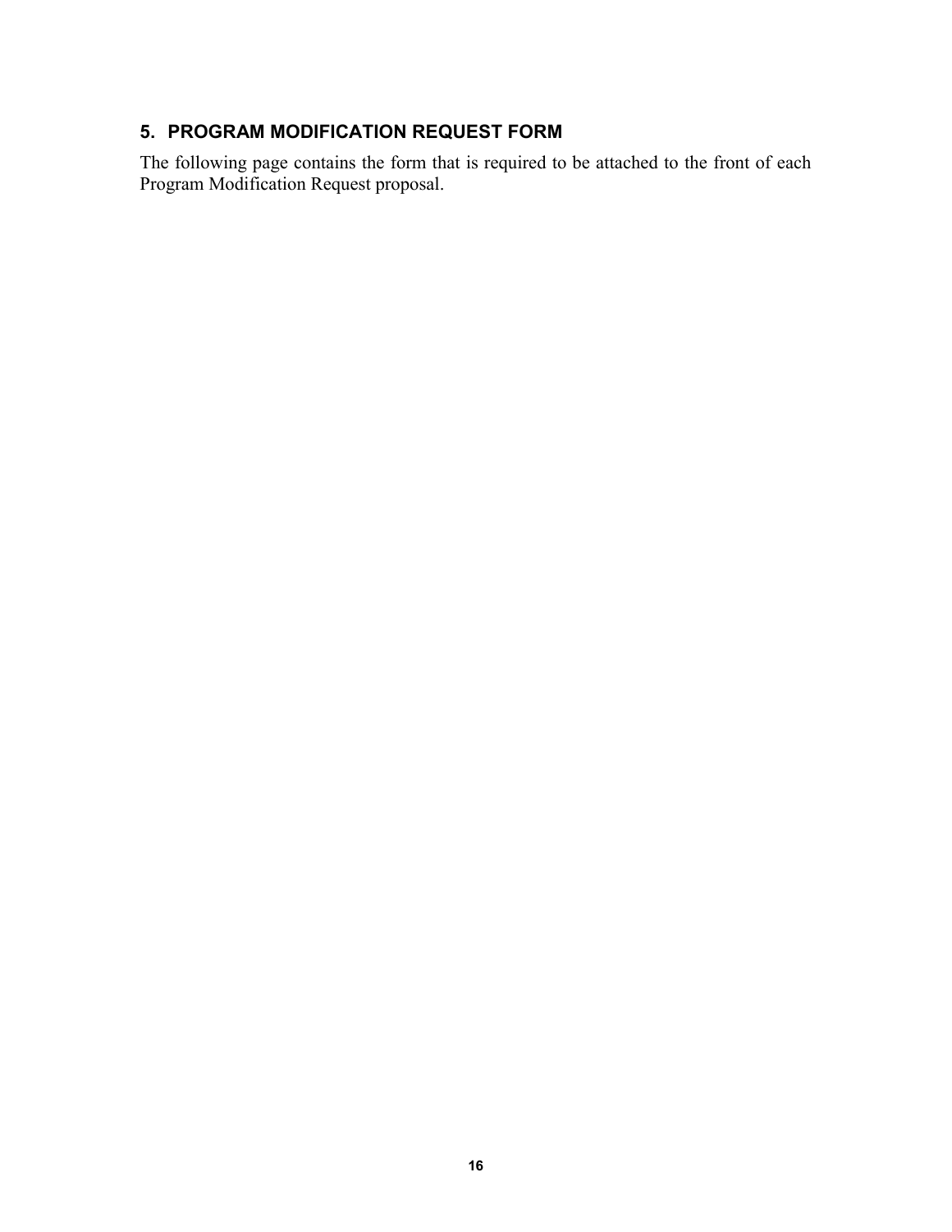## 5. PROGRAM MODIFICATION REQUEST FORM

The following page contains the form that is required to be attached to the front of each Program Modification Request proposal.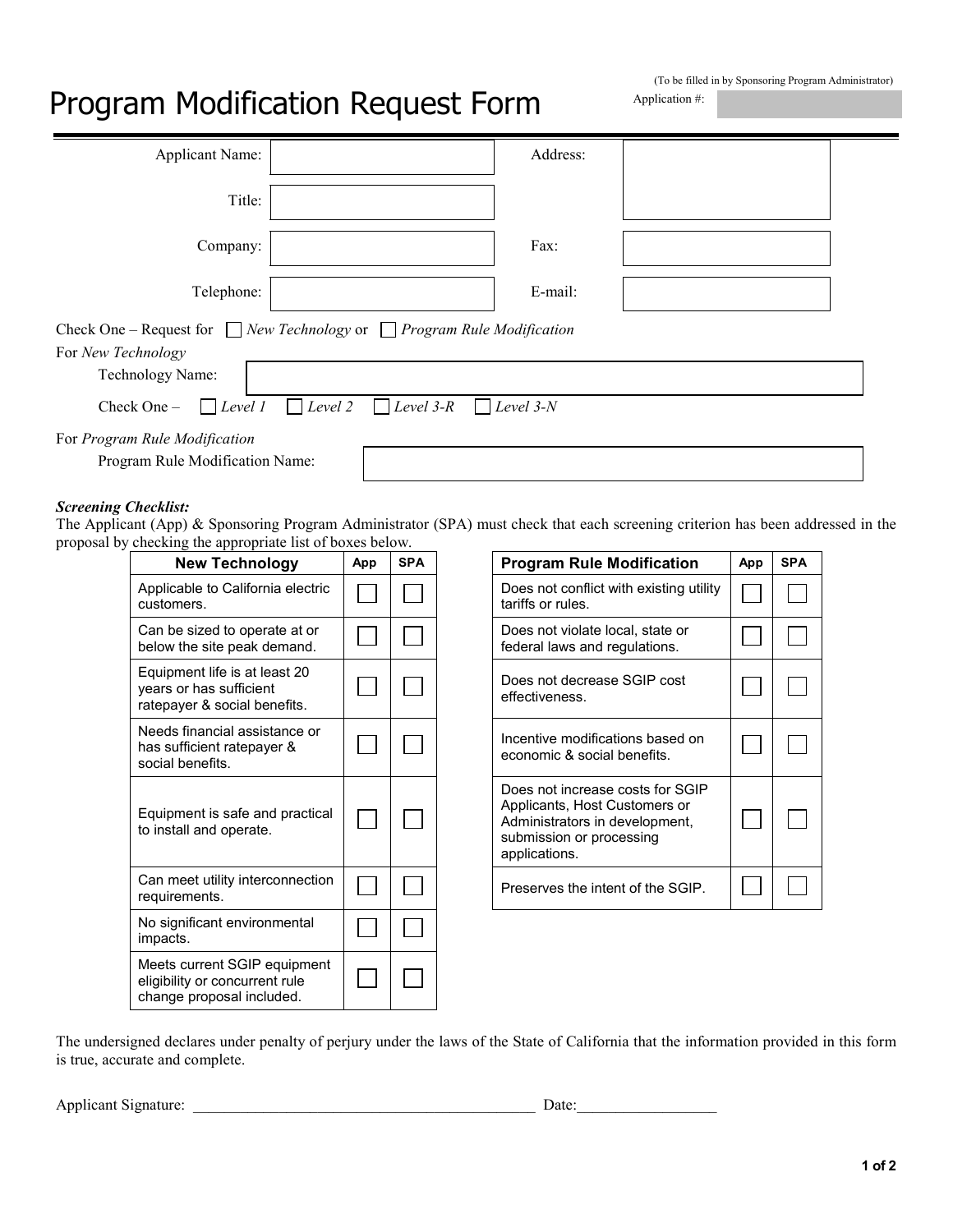# Program Modification Request Form

(To be filled in by Sponsoring Program Administrator)
Application #:

| Applicant Name: | | Address: | |
|---|---|---|---|
| Title: | | | |
| Company: | | Fax: | |
| Telephone: | | E-mail: | |

Check One – Request for ☐ *New Technology* or ☐ *Program Rule Modification*

For *New Technology*

Technology Name:

Check One – ☐ *Level 1* ☐ *Level 2* ☐ *Level 3-R* ☐ *Level 3-N*

For *Program Rule Modification*

Program Rule Modification Name:

***Screening Checklist:***

The Applicant (App) & Sponsoring Program Administrator (SPA) must check that each screening criterion has been addressed in the proposal by checking the appropriate list of boxes below.

| New Technology | App | SPA |
|---|---|---|
| Applicable to California electric customers. | ☐ | ☐ |
| Can be sized to operate at or below the site peak demand. | ☐ | ☐ |
| Equipment life is at least 20 years or has sufficient ratepayer & social benefits. | ☐ | ☐ |
| Needs financial assistance or has sufficient ratepayer & social benefits. | ☐ | ☐ |
| Equipment is safe and practical to install and operate. | ☐ | ☐ |
| Can meet utility interconnection requirements. | ☐ | ☐ |
| No significant environmental impacts. | ☐ | ☐ |
| Meets current SGIP equipment eligibility or concurrent rule change proposal included. | ☐ | ☐ |

| Program Rule Modification | App | SPA |
|---|---|---|
| Does not conflict with existing utility tariffs or rules. | ☐ | ☐ |
| Does not violate local, state or federal laws and regulations. | ☐ | ☐ |
| Does not decrease SGIP cost effectiveness. | ☐ | ☐ |
| Incentive modifications based on economic & social benefits. | ☐ | ☐ |
| Does not increase costs for SGIP Applicants, Host Customers or Administrators in development, submission or processing applications. | ☐ | ☐ |
| Preserves the intent of the SGIP. | ☐ | ☐ |

The undersigned declares under penalty of perjury under the laws of the State of California that the information provided in this form is true, accurate and complete.

Applicant Signature: ____________________________________________ Date:__________________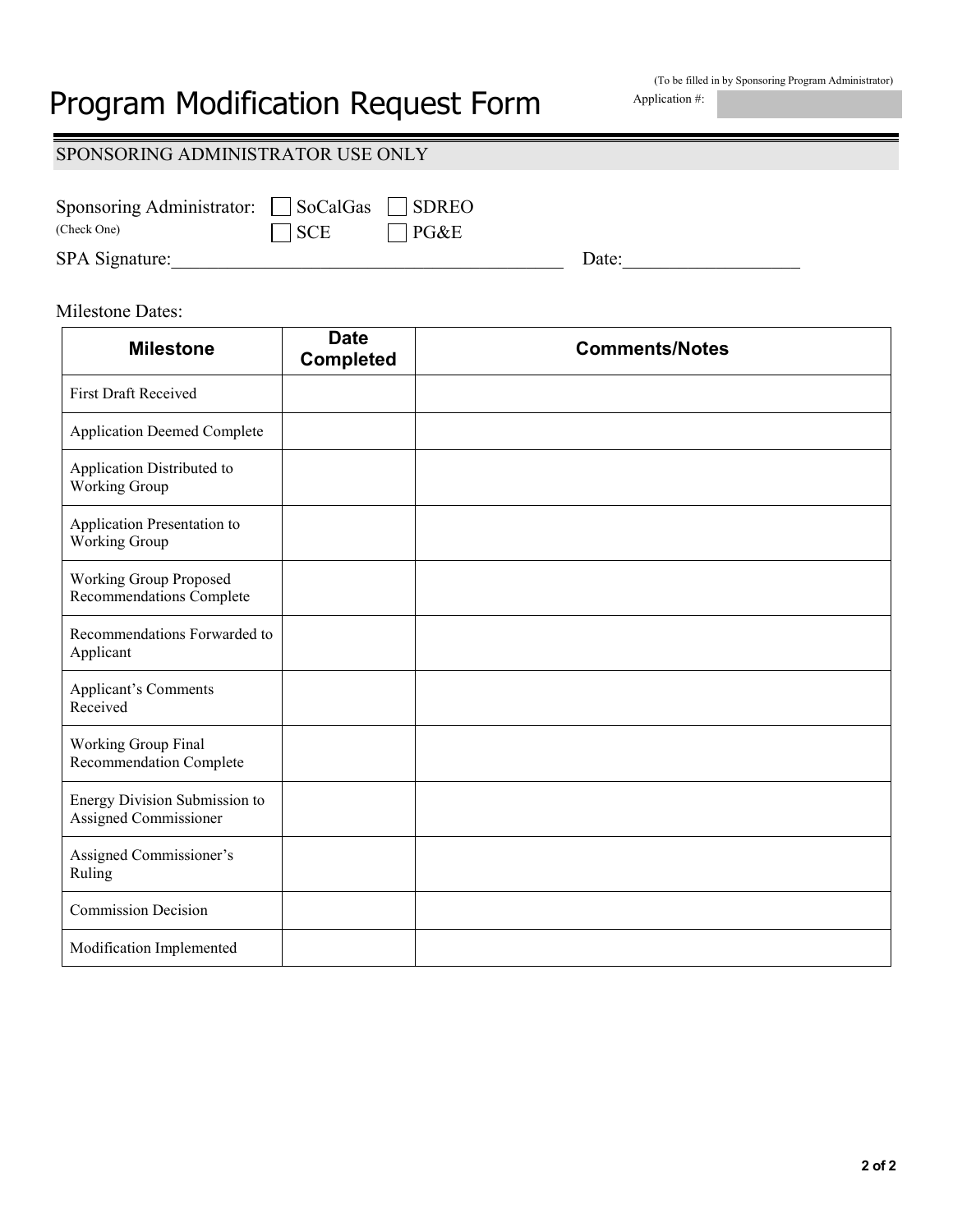# Program Modification Request Form

(To be filled in by Sponsoring Program Administrator)

Application #:

## SPONSORING ADMINISTRATOR USE ONLY

Sponsoring Administrator: ☐ SoCalGas ☐ SDREO
(Check One) ☐ SCE ☐ PG&E

SPA Signature:___________________________________________ Date:___________________

Milestone Dates:

| Milestone | Date Completed | Comments/Notes |
|---|---|---|
| First Draft Received | | |
| Application Deemed Complete | | |
| Application Distributed to Working Group | | |
| Application Presentation to Working Group | | |
| Working Group Proposed Recommendations Complete | | |
| Recommendations Forwarded to Applicant | | |
| Applicant's Comments Received | | |
| Working Group Final Recommendation Complete | | |
| Energy Division Submission to Assigned Commissioner | | |
| Assigned Commissioner's Ruling | | |
| Commission Decision | | |
| Modification Implemented | | |